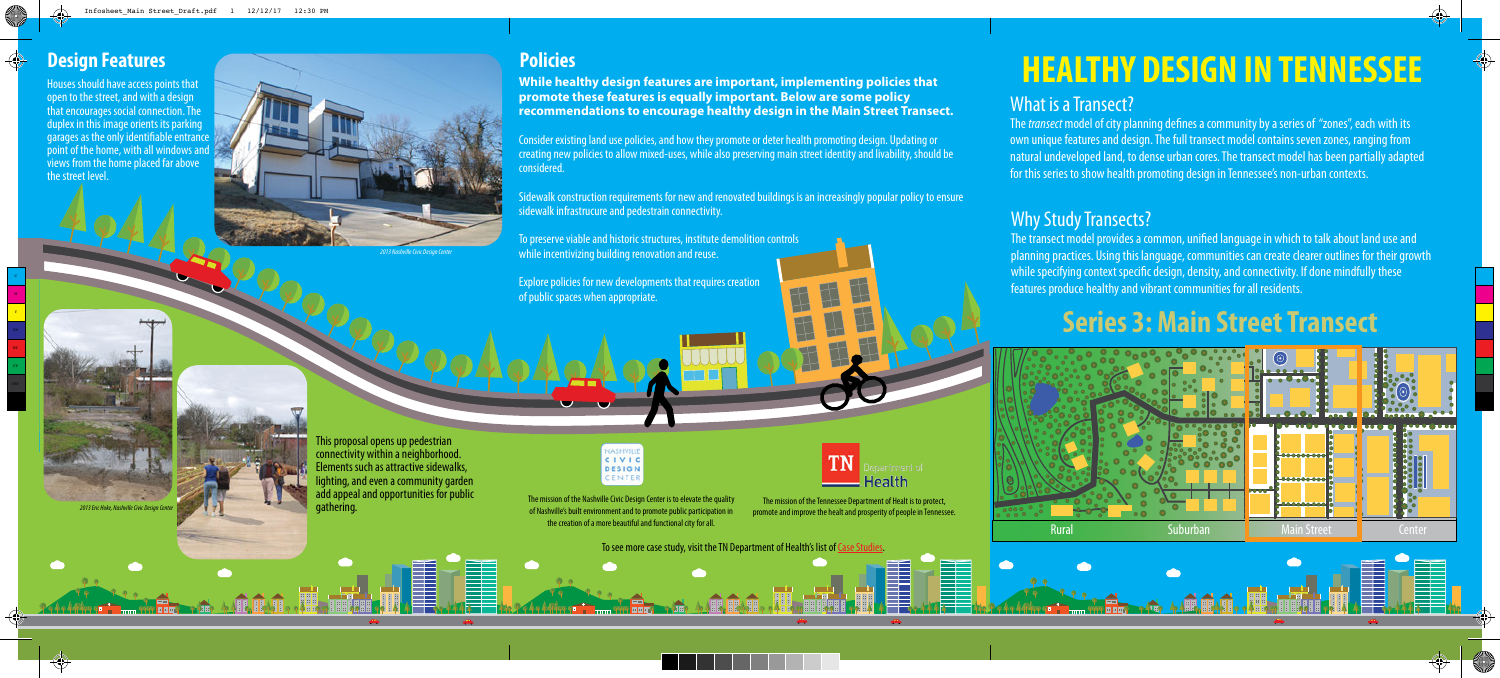# HEALTHY DESIGN IN TENNESSEE

## What is a Transect?

The *transect* model of city planning defines a community by a series of "zones", each with its own unique features and design. The full transect model contains seven zones, ranging from natural undeveloped land, to dense urban cores. The transect model has been partially adapted for this series to show health promoting design in Tennessee's non-urban contexts.

## Why Study Transects?

The transect model provides a common, unified language in which to talk about land use and planning practices. Using this language, communities can create clearer outlines for their growth while specifying context specific design, density, and connectivity. If done mindfully these features produce healthy and vibrant communities for all residents.

# Series 3: Main Street Transect

Rural | Suburban | Main Street | Center

## Design Features

Houses should have access points that open to the street, and with a design that encourages social connection. The duplex in this image orients its parking garages as the only identifiable entrance point of the home, with all windows and views from the home placed far above the street level.

*2013 Nashville Civic Design Center*

This proposal opens up pedestrian connectivity within a neighborhood. Elements such as attractive sidewalks, lighting, and even a community garden add appeal and opportunities for public gathering.

*2013 Eric Hoke, Nashville Civic Design Center*

## Policies

**While healthy design features are important, implementing policies that promote these features is equally important. Below are some policy recommendations to encourage healthy design in the Main Street Transect.**

Consider existing land use policies, and how they promote or deter health promoting design. Updating or creating new policies to allow mixed-uses, while also preserving main street identity and livability, should be considered.

Sidewalk construction requirements for new and renovated buildings is an increasingly popular policy to ensure sidewalk infrastrucure and pedestrain connectivity.

To preserve viable and historic structures, institute demolition controls while incentivizing building renovation and reuse.

Explore policies for new developments that requires creation of public spaces when appropriate.

The mission of the Nashville Civic Design Center is to elevate the quality of Nashville's built environment and to promote public participation in the creation of a more beautiful and functional city for all.

The mission of the Tennessee Department of Healt is to protect, promote and improve the healt and prosperity of people in Tennessee.

To see more case study, visit the TN Department of Health's list of Case Studies.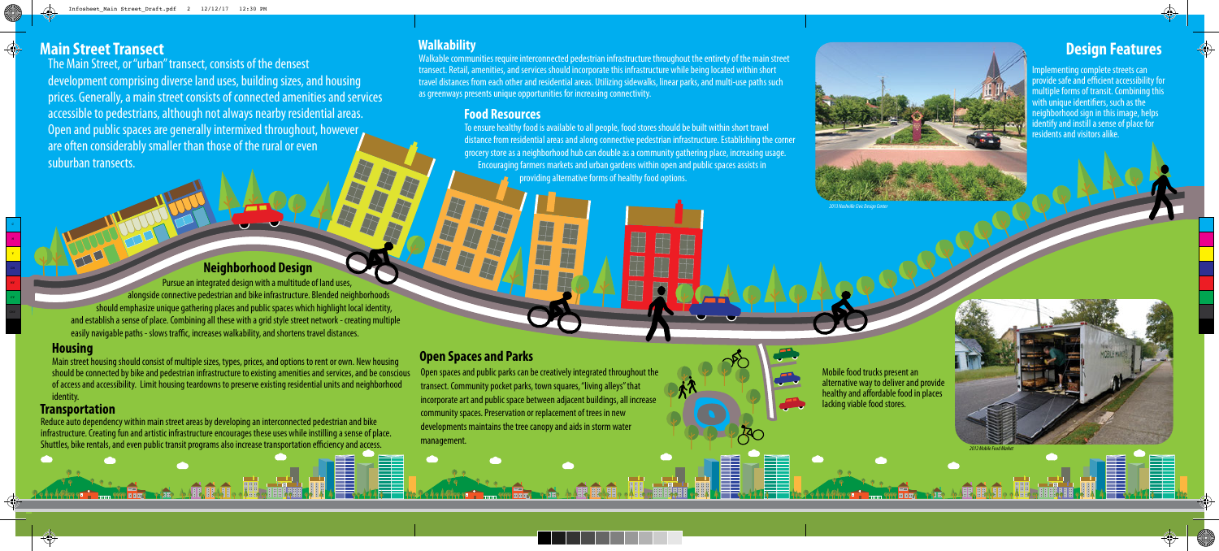## Main Street Transect

The Main Street, or "urban" transect, consists of the densest development comprising diverse land uses, building sizes, and housing prices. Generally, a main street consists of connected amenities and services accessible to pedestrians, although not always nearby residential areas. Open and public spaces are generally intermixed throughout, however are often considerably smaller than those of the rural or even suburban transects.

### Neighborhood Design

Pursue an integrated design with a multitude of land uses, alongside connective pedestrian and bike infrastructure. Blended neighborhoods should emphasize unique gathering places and public spaces which highlight local identity, and establish a sense of place. Combining all these with a grid style street network - creating multiple easily navigable paths - slows traffic, increases walkability, and shortens travel distances.

### Housing

Main street housing should consist of multiple sizes, types, prices, and options to rent or own. New housing should be connected by bike and pedestrian infrastructure to existing amenities and services, and be conscious of access and accessibility. Limit housing teardowns to preserve existing residential units and neighborhood identity.

### Transportation

Reduce auto dependency within main street areas by developing an interconnected pedestrian and bike infrastructure. Creating fun and artistic infrastructure encourages these uses while instilling a sense of place. Shuttles, bike rentals, and even public transit programs also increase transportation efficiency and access.

### Walkability

Walkable communities require interconnected pedestrian infrastructure throughout the entirety of the main street transect. Retail, amenities, and services should incorporate this infrastructure while being located within short travel distances from each other and residential areas. Utilizing sidewalks, linear parks, and multi-use paths such as greenways presents unique opportunities for increasing connectivity.

### Food Resources

To ensure healthy food is available to all people, food stores should be built within short travel distance from residential areas and along connective pedestrian infrastructure. Establishing the corner grocery store as a neighborhood hub can double as a community gathering place, increasing usage. Encouraging farmers markets and urban gardens within open and public spaces assists in providing alternative forms of healthy food options.

### Open Spaces and Parks

Open spaces and public parks can be creatively integrated throughout the transect. Community pocket parks, town squares, "living alleys" that incorporate art and public space between adjacent buildings, all increase community spaces. Preservation or replacement of trees in new developments maintains the tree canopy and aids in storm water management.

## Design Features

Implementing complete streets can provide safe and efficient accessibility for multiple forms of transit. Combining this with unique identifiers, such as the neighborhood sign in this image, helps identify and instill a sense of place for residents and visitors alike.

*2013 Nashville Civic Design Center*

Mobile food trucks present an alternative way to deliver and provide healthy and affordable food in places lacking viable food stores.

*2012 Mobile Food Market*